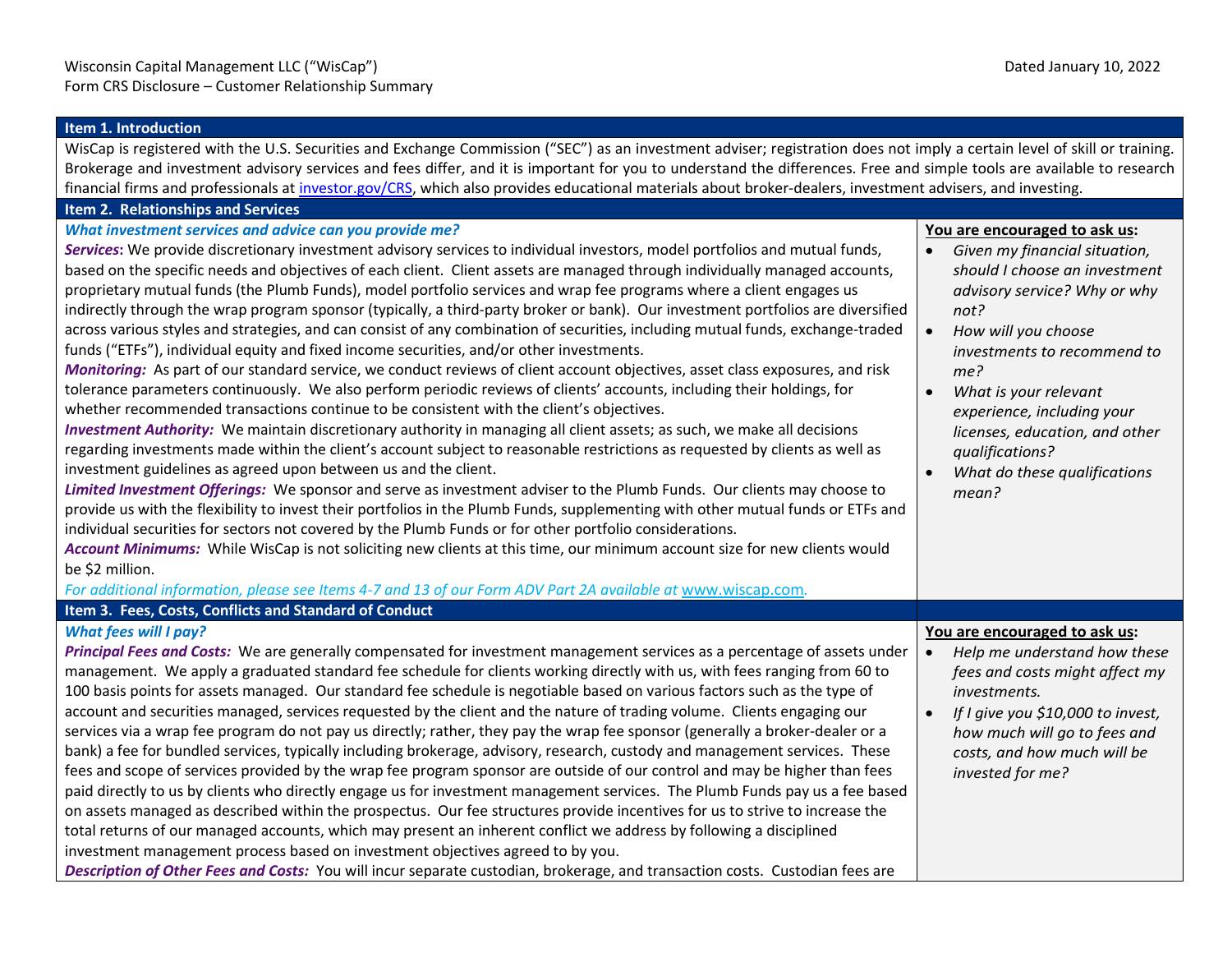Wisconsin Capital Management LLC ("WisCap")
Form CRS Disclosure – Customer Relationship Summary

Dated January 10, 2022

## Item 1. Introduction

WisCap is registered with the U.S. Securities and Exchange Commission ("SEC") as an investment adviser; registration does not imply a certain level of skill or training. Brokerage and investment advisory services and fees differ, and it is important for you to understand the differences. Free and simple tools are available to research financial firms and professionals at investor.gov/CRS, which also provides educational materials about broker-dealers, investment advisers, and investing.

## Item 2. Relationships and Services

***What investment services and advice can you provide me?***

***Services*****:** We provide discretionary investment advisory services to individual investors, model portfolios and mutual funds, based on the specific needs and objectives of each client. Client assets are managed through individually managed accounts, proprietary mutual funds (the Plumb Funds), model portfolio services and wrap fee programs where a client engages us indirectly through the wrap program sponsor (typically, a third-party broker or bank). Our investment portfolios are diversified across various styles and strategies, and can consist of any combination of securities, including mutual funds, exchange-traded funds ("ETFs"), individual equity and fixed income securities, and/or other investments.

***Monitoring:*** As part of our standard service, we conduct reviews of client account objectives, asset class exposures, and risk tolerance parameters continuously. We also perform periodic reviews of clients' accounts, including their holdings, for whether recommended transactions continue to be consistent with the client's objectives.

***Investment Authority:*** We maintain discretionary authority in managing all client assets; as such, we make all decisions regarding investments made within the client's account subject to reasonable restrictions as requested by clients as well as investment guidelines as agreed upon between us and the client.

***Limited Investment Offerings:*** We sponsor and serve as investment adviser to the Plumb Funds. Our clients may choose to provide us with the flexibility to invest their portfolios in the Plumb Funds, supplementing with other mutual funds or ETFs and individual securities for sectors not covered by the Plumb Funds or for other portfolio considerations.

***Account Minimums:*** While WisCap is not soliciting new clients at this time, our minimum account size for new clients would be $2 million.

*For additional information, please see Items 4-7 and 13 of our Form ADV Part 2A available at* www.wiscap.com*.*

**You are encouraged to ask us:**

- *Given my financial situation, should I choose an investment advisory service? Why or why not?*
- *How will you choose investments to recommend to me?*
- *What is your relevant experience, including your licenses, education, and other qualifications?*
- *What do these qualifications mean?*

## Item 3. Fees, Costs, Conflicts and Standard of Conduct

***What fees will I pay?***

***Principal Fees and Costs:*** We are generally compensated for investment management services as a percentage of assets under management. We apply a graduated standard fee schedule for clients working directly with us, with fees ranging from 60 to 100 basis points for assets managed. Our standard fee schedule is negotiable based on various factors such as the type of account and securities managed, services requested by the client and the nature of trading volume. Clients engaging our services via a wrap fee program do not pay us directly; rather, they pay the wrap fee sponsor (generally a broker-dealer or a bank) a fee for bundled services, typically including brokerage, advisory, research, custody and management services. These fees and scope of services provided by the wrap fee program sponsor are outside of our control and may be higher than fees paid directly to us by clients who directly engage us for investment management services. The Plumb Funds pay us a fee based on assets managed as described within the prospectus. Our fee structures provide incentives for us to strive to increase the total returns of our managed accounts, which may present an inherent conflict we address by following a disciplined investment management process based on investment objectives agreed to by you.

***Description of Other Fees and Costs:*** You will incur separate custodian, brokerage, and transaction costs. Custodian fees are

**You are encouraged to ask us:**

- *Help me understand how these fees and costs might affect my investments.*
- *If I give you $10,000 to invest, how much will go to fees and costs, and how much will be invested for me?*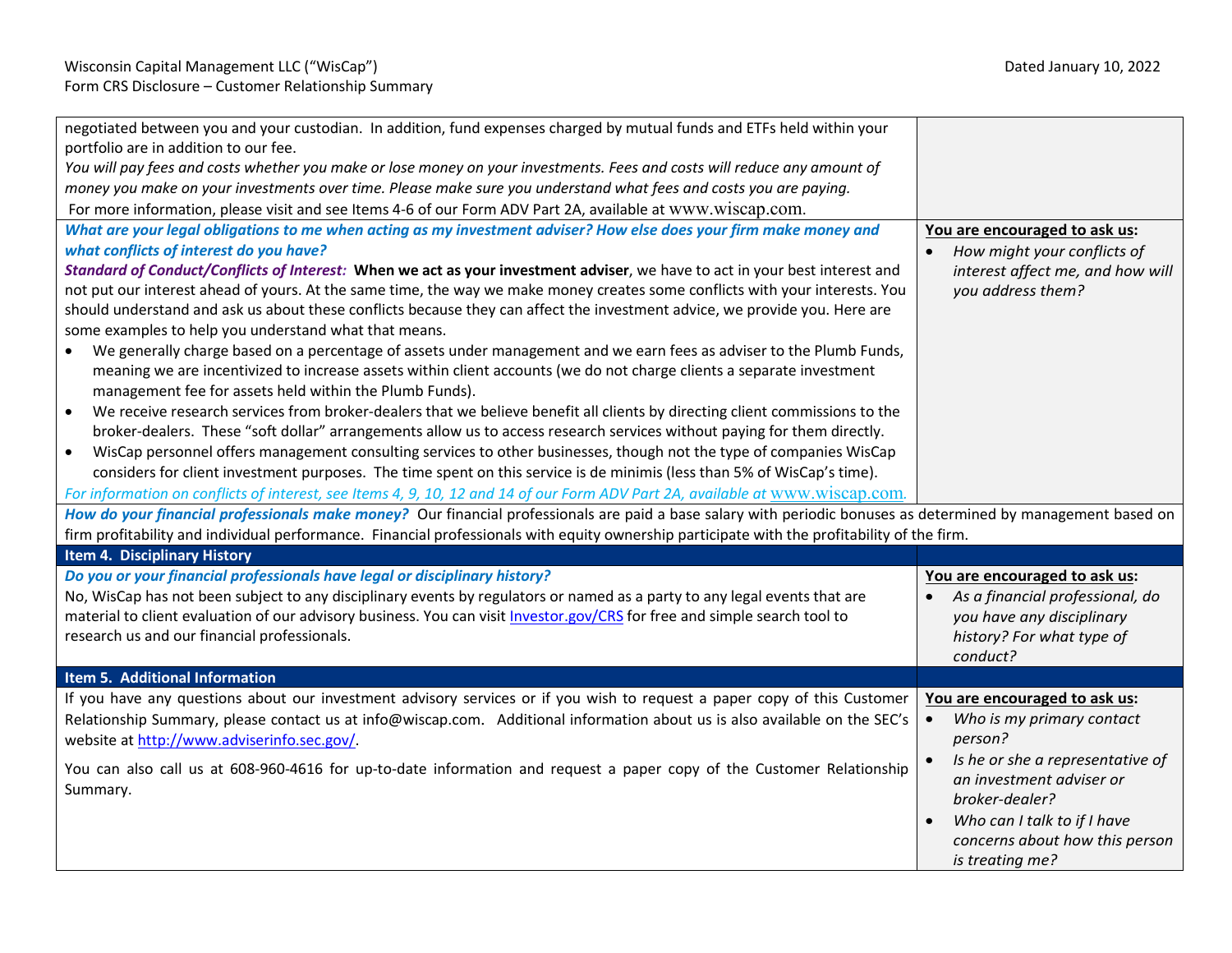negotiated between you and your custodian. In addition, fund expenses charged by mutual funds and ETFs held within your portfolio are in addition to our fee.

*You will pay fees and costs whether you make or lose money on your investments. Fees and costs will reduce any amount of money you make on your investments over time. Please make sure you understand what fees and costs you are paying.*

For more information, please visit and see Items 4-6 of our Form ADV Part 2A, available at www.wiscap.com.

***What are your legal obligations to me when acting as my investment adviser? How else does your firm make money and what conflicts of interest do you have?***

***Standard of Conduct/Conflicts of Interest:*** **When we act as your investment adviser**, we have to act in your best interest and not put our interest ahead of yours. At the same time, the way we make money creates some conflicts with your interests. You should understand and ask us about these conflicts because they can affect the investment advice, we provide you. Here are some examples to help you understand what that means.

- We generally charge based on a percentage of assets under management and we earn fees as adviser to the Plumb Funds, meaning we are incentivized to increase assets within client accounts (we do not charge clients a separate investment management fee for assets held within the Plumb Funds).
- We receive research services from broker-dealers that we believe benefit all clients by directing client commissions to the broker-dealers. These "soft dollar" arrangements allow us to access research services without paying for them directly.
- WisCap personnel offers management consulting services to other businesses, though not the type of companies WisCap considers for client investment purposes. The time spent on this service is de minimis (less than 5% of WisCap's time).

*For information on conflicts of interest, see Items 4, 9, 10, 12 and 14 of our Form ADV Part 2A, available at* www.wiscap.com.

> **You are encouraged to ask us:**
> - *How might your conflicts of interest affect me, and how will you address them?*

***How do your financial professionals make money?*** Our financial professionals are paid a base salary with periodic bonuses as determined by management based on firm profitability and individual performance. Financial professionals with equity ownership participate with the profitability of the firm.

## Item 4. Disciplinary History

***Do you or your financial professionals have legal or disciplinary history?***

No, WisCap has not been subject to any disciplinary events by regulators or named as a party to any legal events that are material to client evaluation of our advisory business. You can visit Investor.gov/CRS for free and simple search tool to research us and our financial professionals.

> **You are encouraged to ask us:**
> - *As a financial professional, do you have any disciplinary history? For what type of conduct?*

## Item 5. Additional Information

If you have any questions about our investment advisory services or if you wish to request a paper copy of this Customer Relationship Summary, please contact us at info@wiscap.com. Additional information about us is also available on the SEC's website at http://www.adviserinfo.sec.gov/.

You can also call us at 608-960-4616 for up-to-date information and request a paper copy of the Customer Relationship Summary.

> **You are encouraged to ask us:**
> - *Who is my primary contact person?*
> - *Is he or she a representative of an investment adviser or broker-dealer?*
> - *Who can I talk to if I have concerns about how this person is treating me?*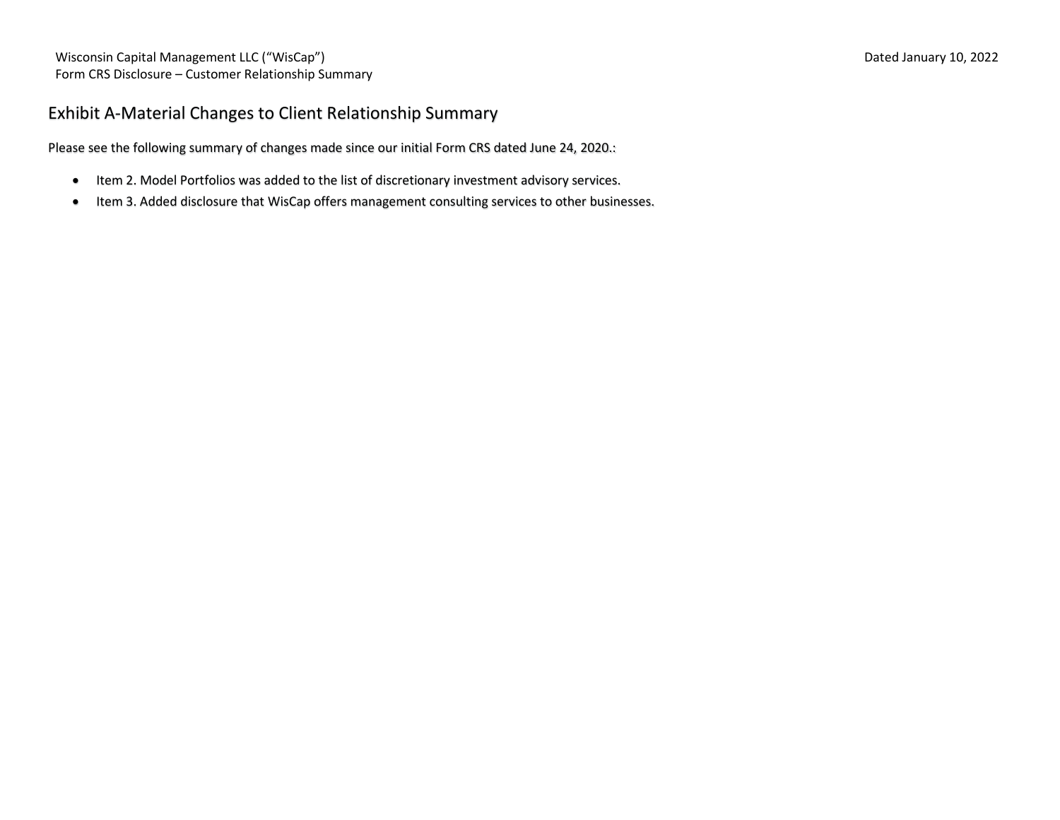## Exhibit A-Material Changes to Client Relationship Summary

Please see the following summary of changes made since our initial Form CRS dated June 24, 2020.:

- Item 2. Model Portfolios was added to the list of discretionary investment advisory services.
- Item 3. Added disclosure that WisCap offers management consulting services to other businesses.